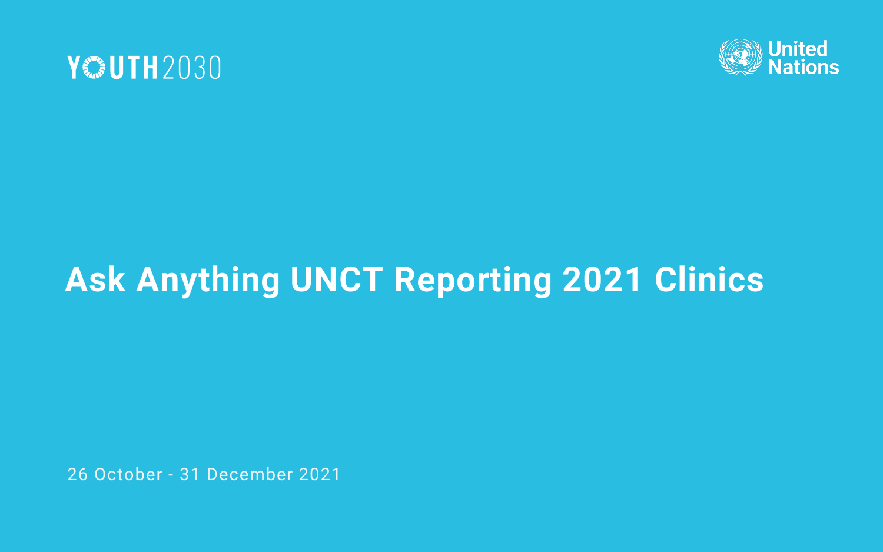YOUTH2030

United Nations

# Ask Anything UNCT Reporting 2021 Clinics

26 October - 31 December 2021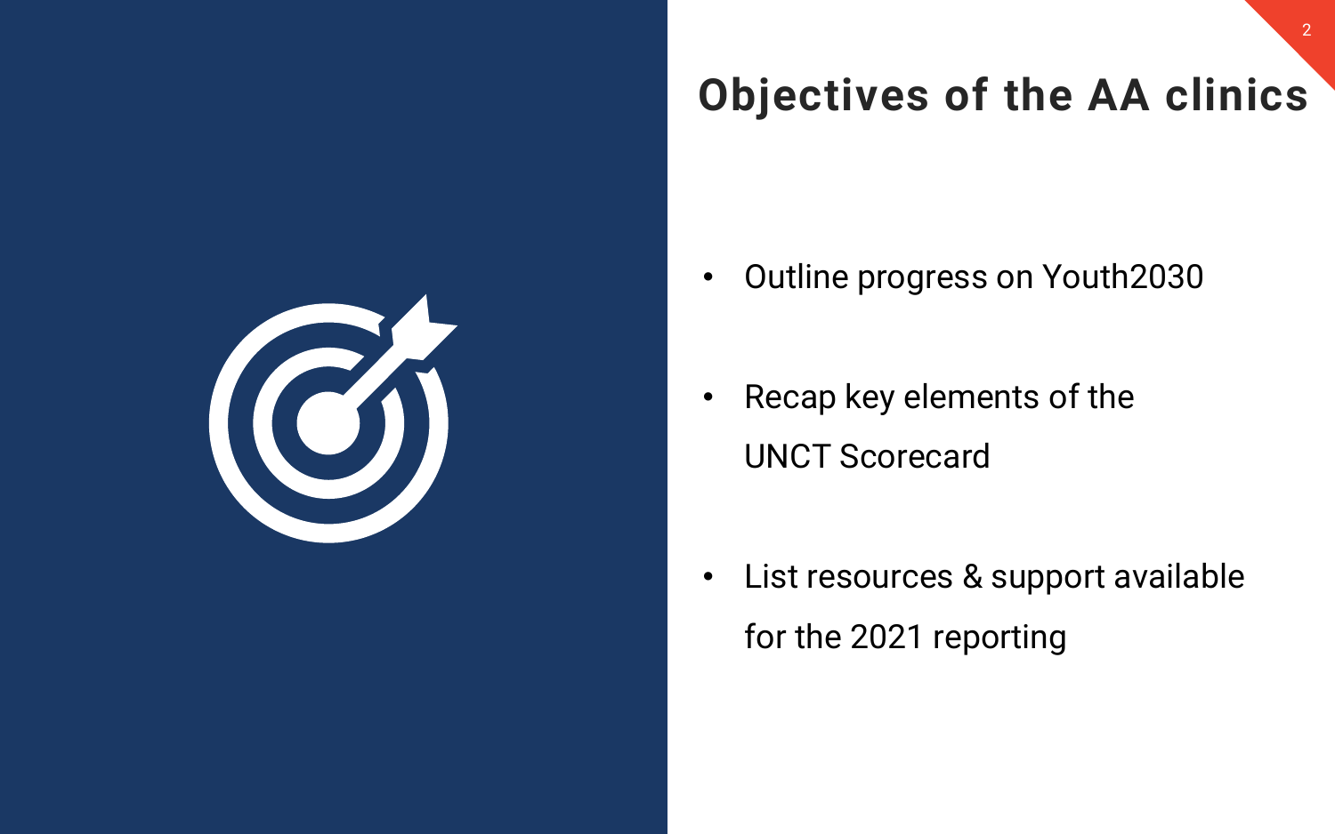# Objectives of the AA clinics

- Outline progress on Youth2030
- Recap key elements of the UNCT Scorecard
- List resources & support available for the 2021 reporting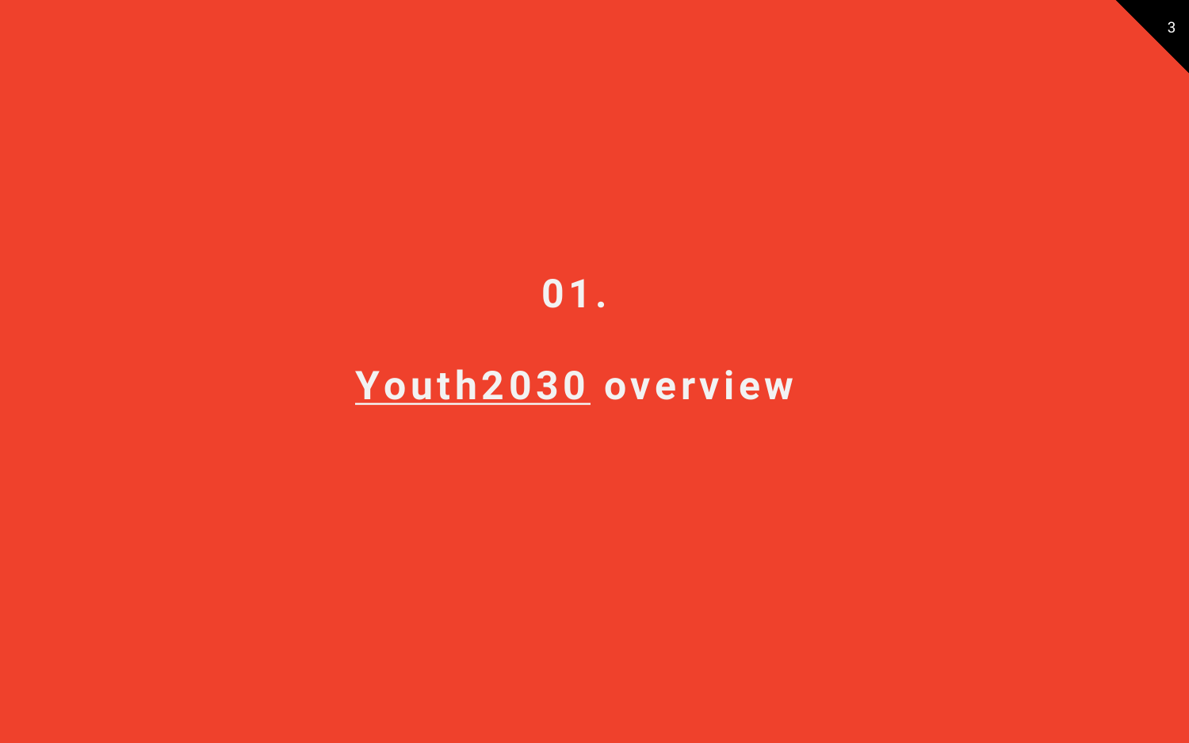# 01.

# Youth2030 overview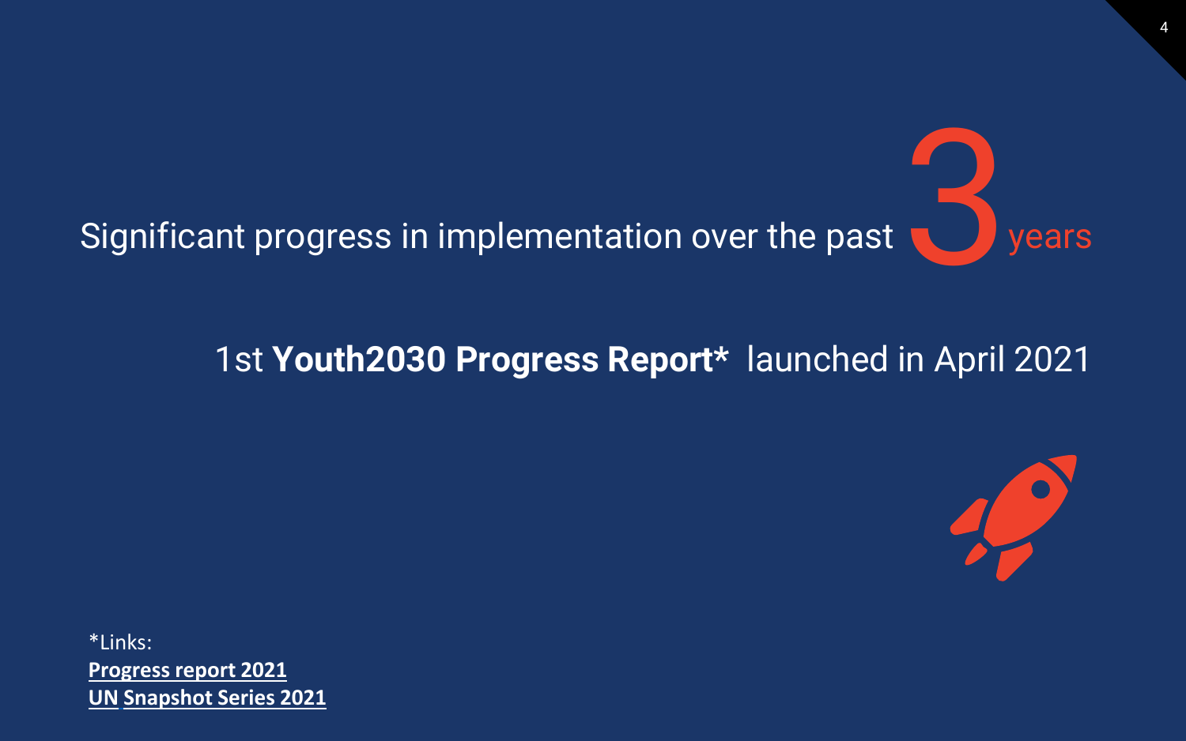# Significant progress in implementation over the past 3 years

1st **Youth2030 Progress Report*** launched in April 2021

*Links:
**Progress report 2021**
**UN Snapshot Series 2021**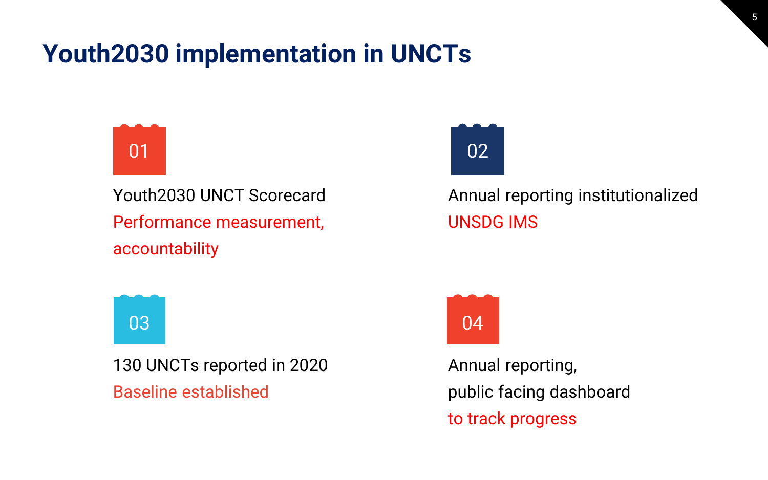# Youth2030 implementation in UNCTs

**01**

Youth2030 UNCT Scorecard
Performance measurement, accountability

**02**

Annual reporting institutionalized
UNSDG IMS

**03**

130 UNCTs reported in 2020
Baseline established

**04**

Annual reporting, public facing dashboard
to track progress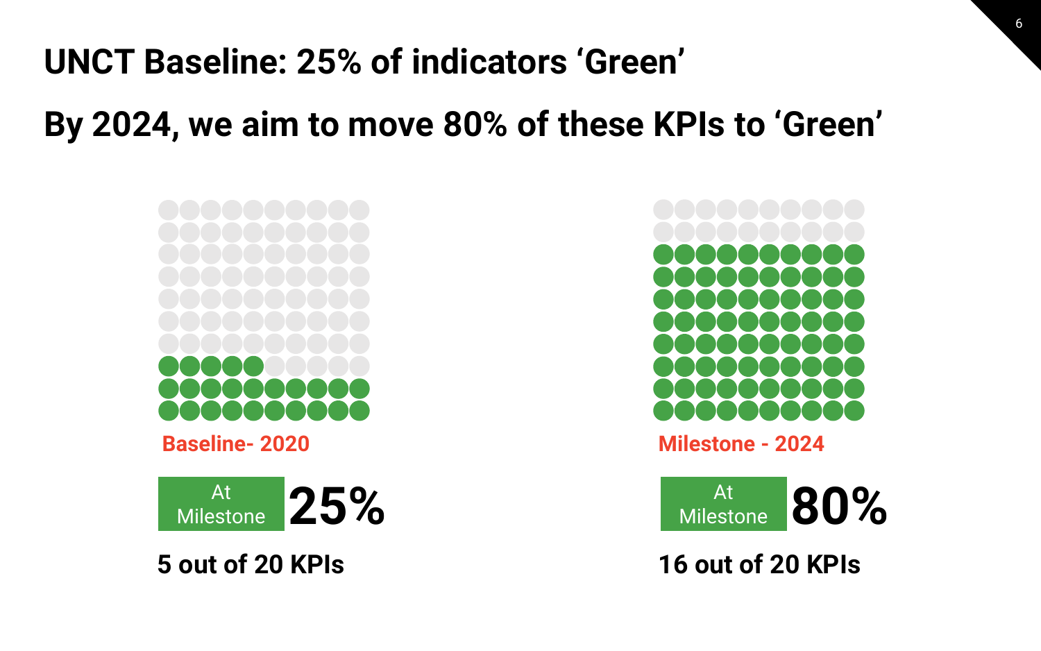# UNCT Baseline: 25% of indicators 'Green'

## By 2024, we aim to move 80% of these KPIs to 'Green'

**Baseline- 2020**

At Milestone **25%**

**5 out of 20 KPIs**

**Milestone - 2024**

At Milestone **80%**

**16 out of 20 KPIs**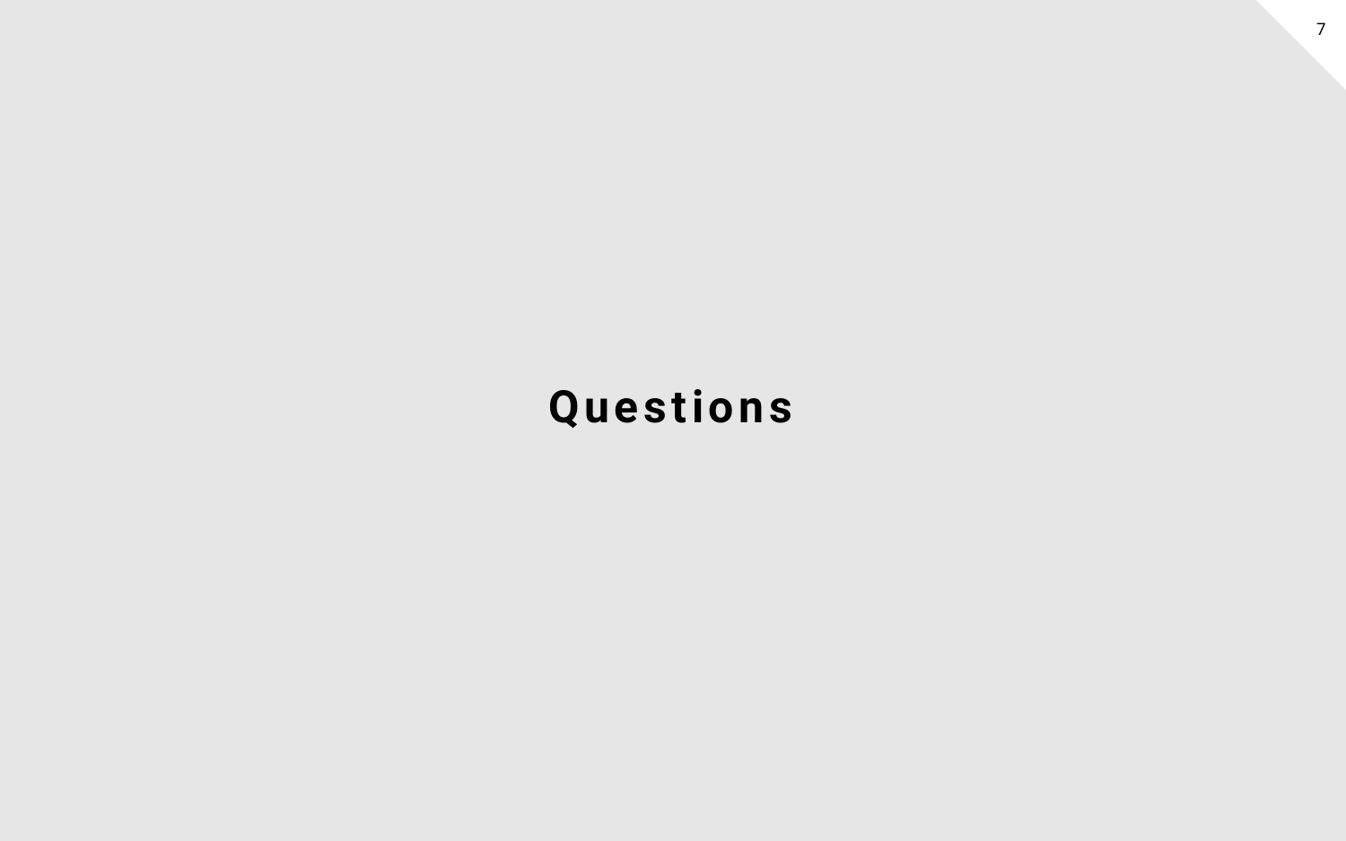# Questions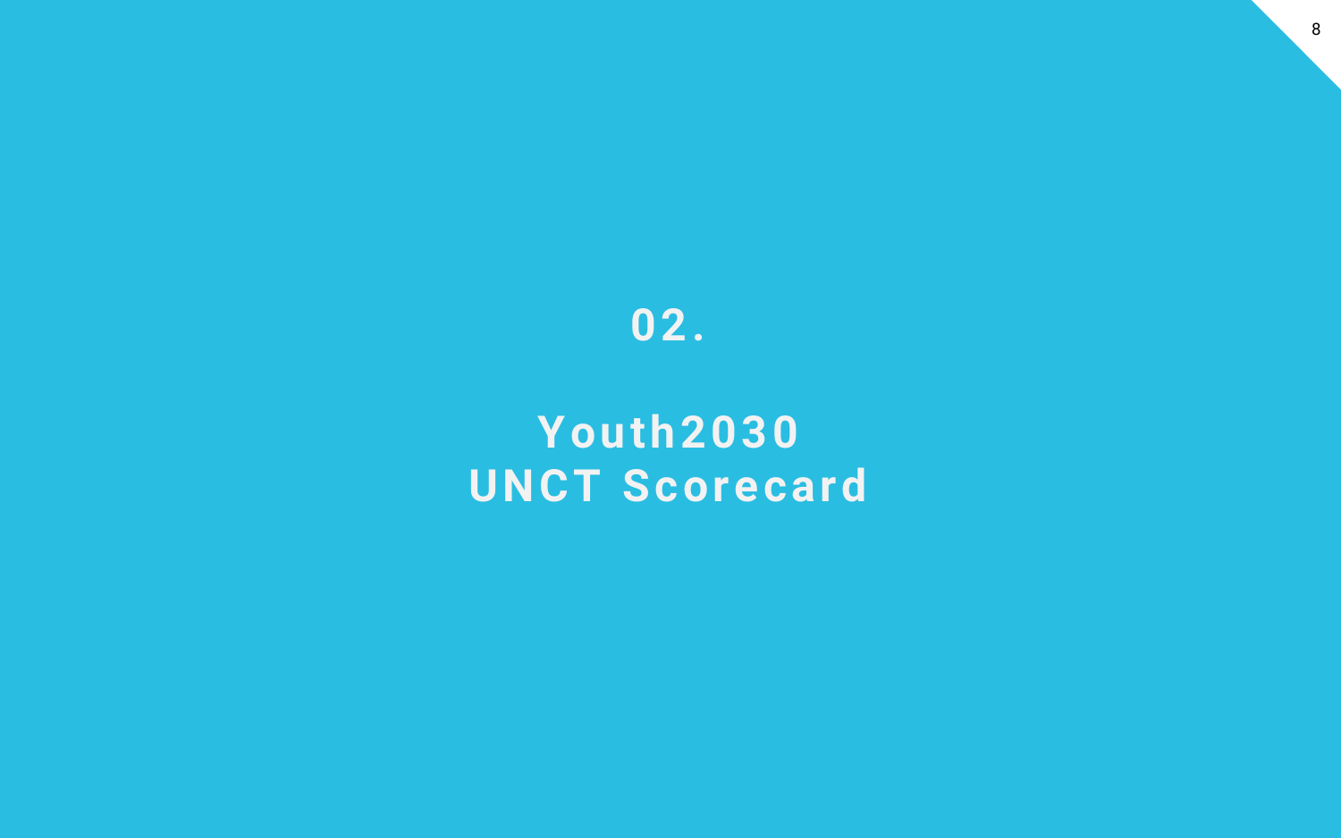# 02.

# Youth2030 UNCT Scorecard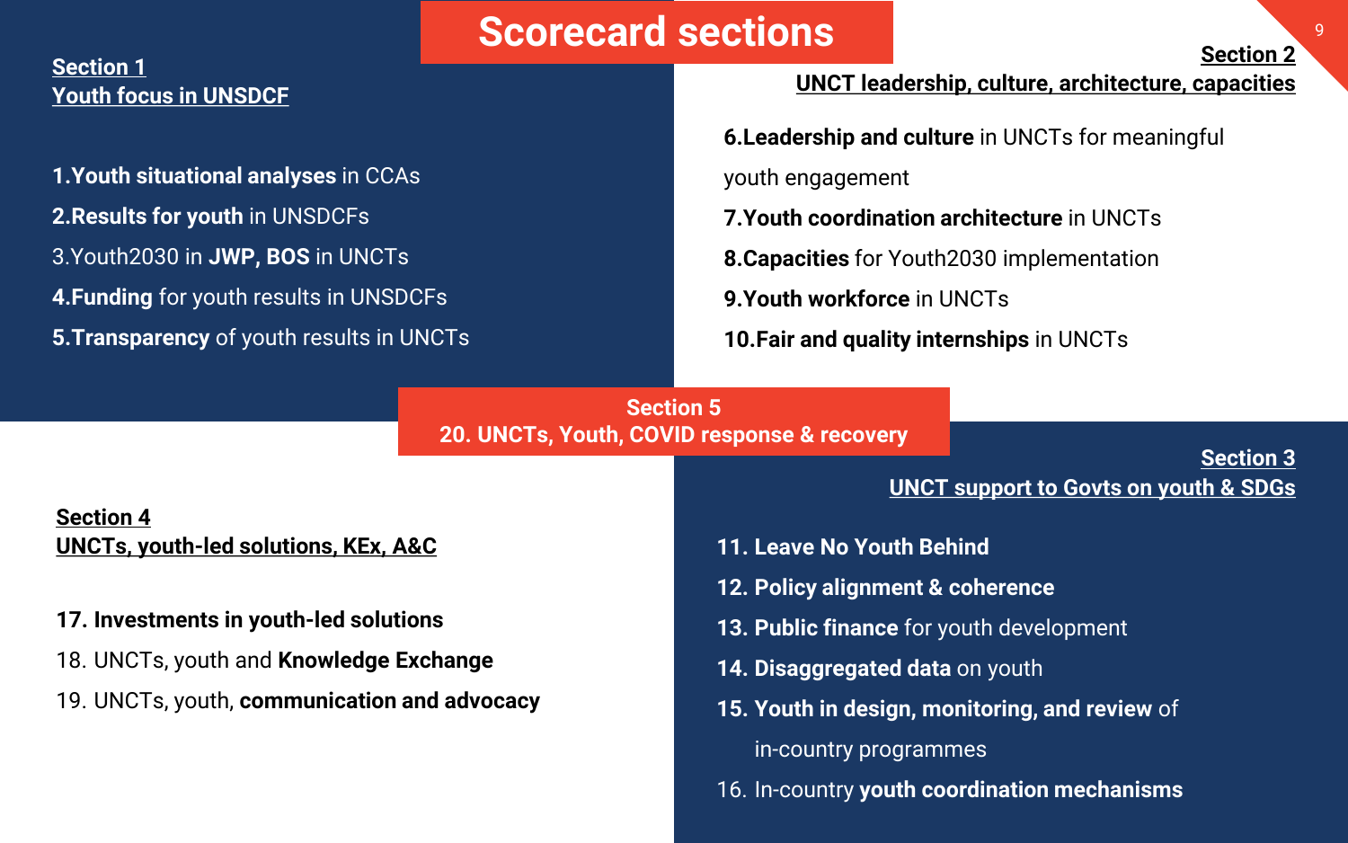# Scorecard sections

## Section 1
## Youth focus in UNSDCF

1. **Youth situational analyses** in CCAs
2. **Results for youth** in UNSDCFs
3. Youth2030 in **JWP, BOS** in UNCTs
4. **Funding** for youth results in UNSDCFs
5. **Transparency** of youth results in UNCTs

## Section 2
## UNCT leadership, culture, architecture, capacities

6. **Leadership and culture** in UNCTs for meaningful youth engagement
7. **Youth coordination architecture** in UNCTs
8. **Capacities** for Youth2030 implementation
9. **Youth workforce** in UNCTs
10. **Fair and quality internships** in UNCTs

## Section 5
**20. UNCTs, Youth, COVID response & recovery**

## Section 3
## UNCT support to Govts on youth & SDGs

11. **Leave No Youth Behind**
12. **Policy alignment & coherence**
13. **Public finance** for youth development
14. **Disaggregated data** on youth
15. **Youth in design, monitoring, and review** of in-country programmes
16. In-country **youth coordination mechanisms**

## Section 4
## UNCTs, youth-led solutions, KEx, A&C

17. **Investments in youth-led solutions**
18. UNCTs, youth and **Knowledge Exchange**
19. UNCTs, youth, **communication and advocacy**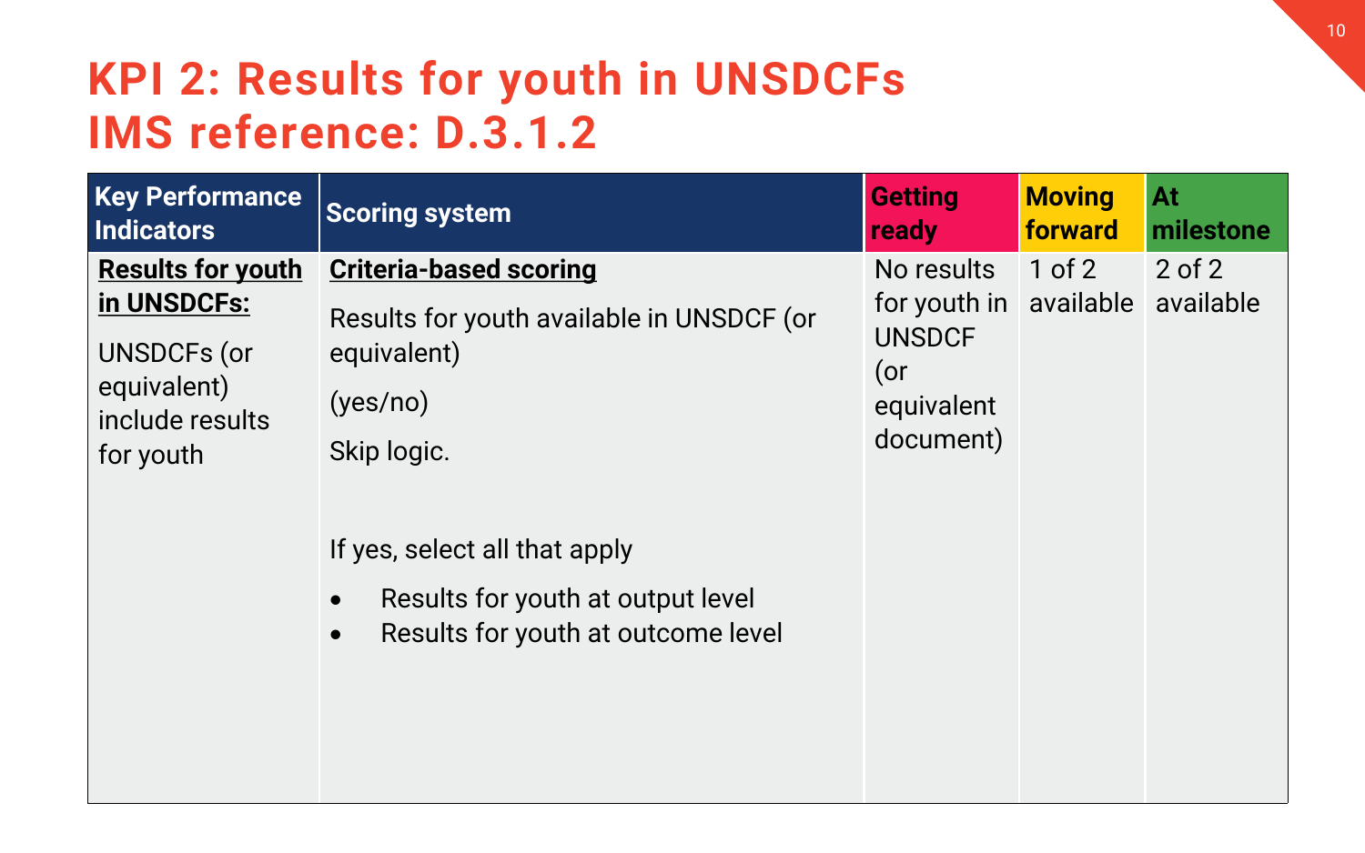# KPI 2: Results for youth in UNSDCFs
# IMS reference: D.3.1.2

| Key Performance Indicators | Scoring system | Getting ready | Moving forward | At milestone |
|---|---|---|---|---|
| **Results for youth in UNSDCFs:**<br><br>UNSDCFs (or equivalent) include results for youth | **Criteria-based scoring**<br><br>Results for youth available in UNSDCF (or equivalent)<br><br>(yes/no)<br><br>Skip logic.<br><br>If yes, select all that apply<br><br>• Results for youth at output level<br>• Results for youth at outcome level | No results for youth in UNSDCF (or equivalent document) | 1 of 2 available | 2 of 2 available |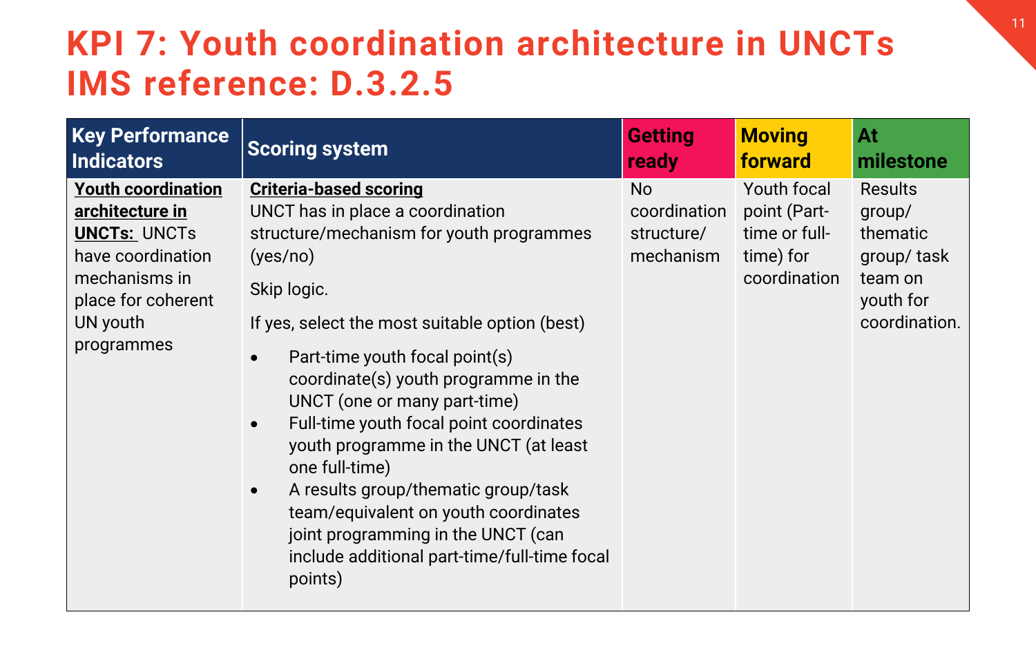# KPI 7: Youth coordination architecture in UNCTs IMS reference: D.3.2.5

| Key Performance Indicators | Scoring system | Getting ready | Moving forward | At milestone |
|---|---|---|---|---|
| **Youth coordination architecture in UNCTs:** UNCTs have coordination mechanisms in place for coherent UN youth programmes | **Criteria-based scoring**<br>UNCT has in place a coordination structure/mechanism for youth programmes (yes/no)<br>Skip logic.<br>If yes, select the most suitable option (best)<br>• Part-time youth focal point(s) coordinate(s) youth programme in the UNCT (one or many part-time)<br>• Full-time youth focal point coordinates youth programme in the UNCT (at least one full-time)<br>• A results group/thematic group/task team/equivalent on youth coordinates joint programming in the UNCT (can include additional part-time/full-time focal points) | No coordination structure/ mechanism | Youth focal point (Part-time or full-time) for coordination | Results group/ thematic group/ task team on youth for coordination. |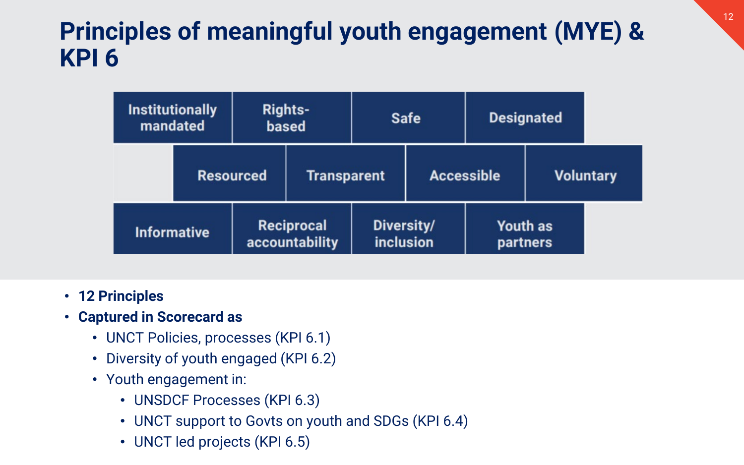# Principles of meaningful youth engagement (MYE) & KPI 6

| Institutionally mandated | Rights-based | Safe | Designated |
|---|---|---|---|
| Resourced | Transparent | Accessible | Voluntary |
| Informative | Reciprocal accountability | Diversity/ inclusion | Youth as partners |

- **12 Principles**
- **Captured in Scorecard as**
  - UNCT Policies, processes (KPI 6.1)
  - Diversity of youth engaged (KPI 6.2)
  - Youth engagement in:
    - UNSDCF Processes (KPI 6.3)
    - UNCT support to Govts on youth and SDGs (KPI 6.4)
    - UNCT led projects (KPI 6.5)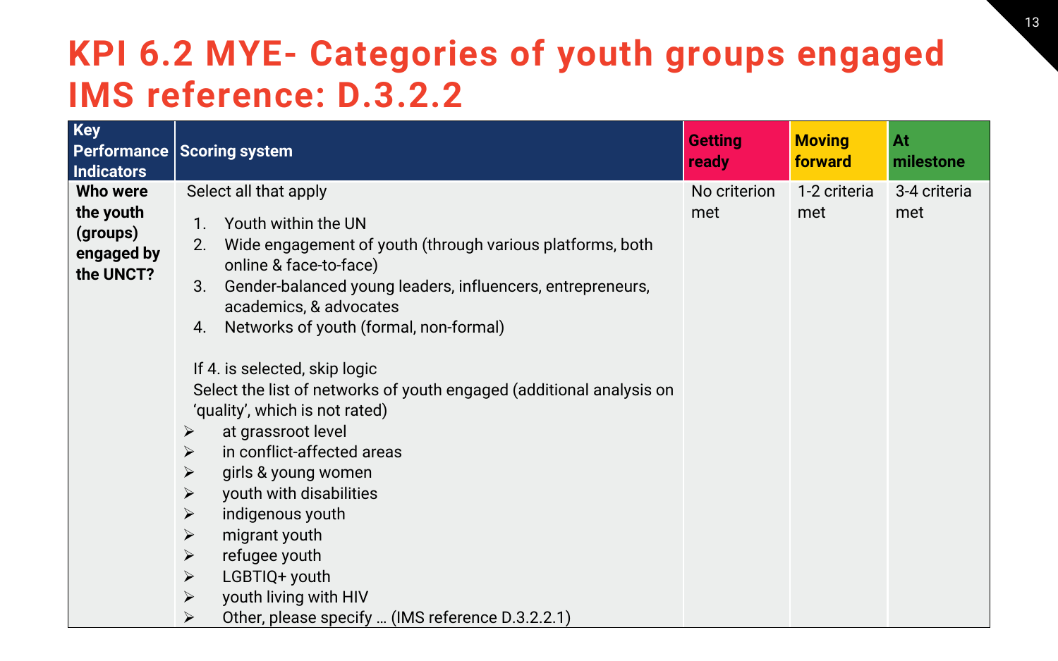# KPI 6.2 MYE- Categories of youth groups engaged IMS reference: D.3.2.2

| Key Performance Indicators | Scoring system | Getting ready | Moving forward | At milestone |
|---|---|---|---|---|
| **Who were the youth (groups) engaged by the UNCT?** | Select all that apply<br><br>1. Youth within the UN<br>2. Wide engagement of youth (through various platforms, both online & face-to-face)<br>3. Gender-balanced young leaders, influencers, entrepreneurs, academics, & advocates<br>4. Networks of youth (formal, non-formal)<br><br>If 4. is selected, skip logic<br>Select the list of networks of youth engaged (additional analysis on 'quality', which is not rated)<br>➢ at grassroot level<br>➢ in conflict-affected areas<br>➢ girls & young women<br>➢ youth with disabilities<br>➢ indigenous youth<br>➢ migrant youth<br>➢ refugee youth<br>➢ LGBTIQ+ youth<br>➢ youth living with HIV<br>➢ Other, please specify … (IMS reference D.3.2.2.1) | No criterion met | 1-2 criteria met | 3-4 criteria met |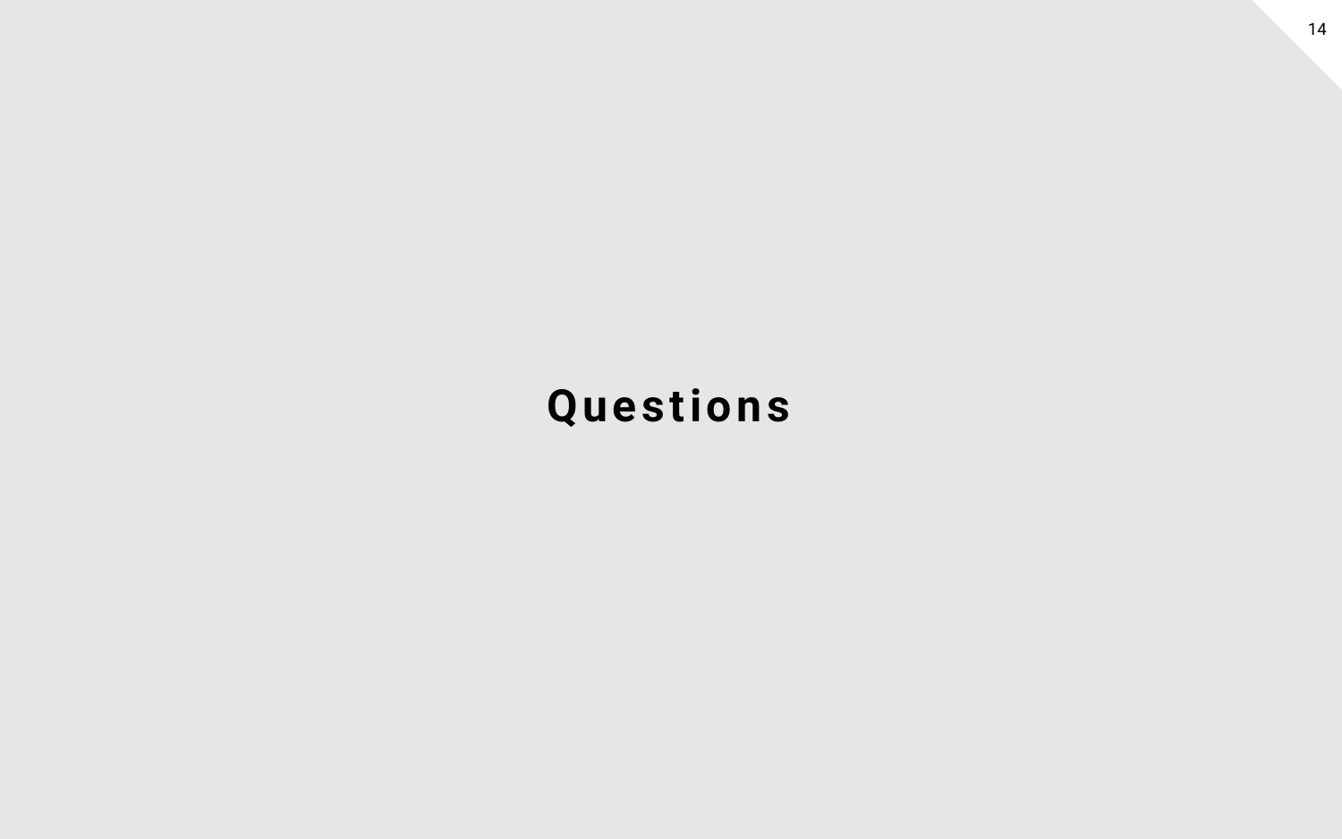# Questions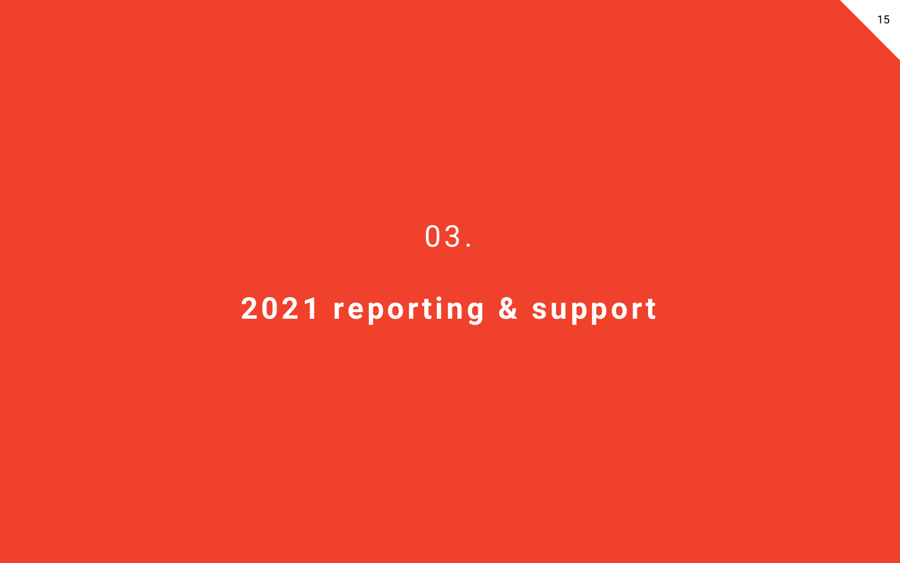03.

# 2021 reporting & support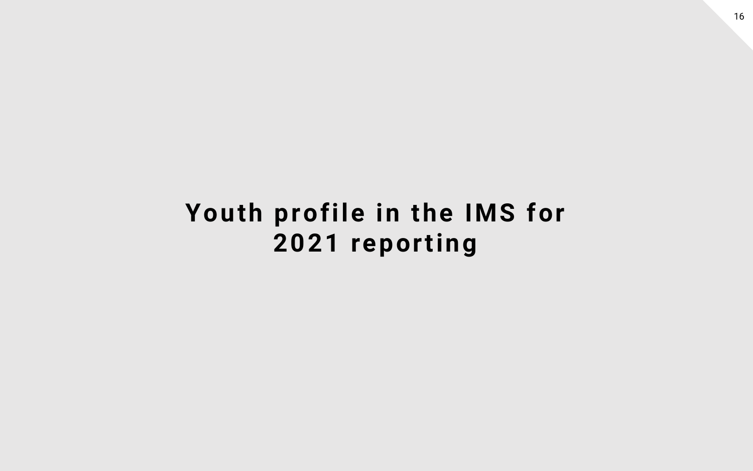# Youth profile in the IMS for 2021 reporting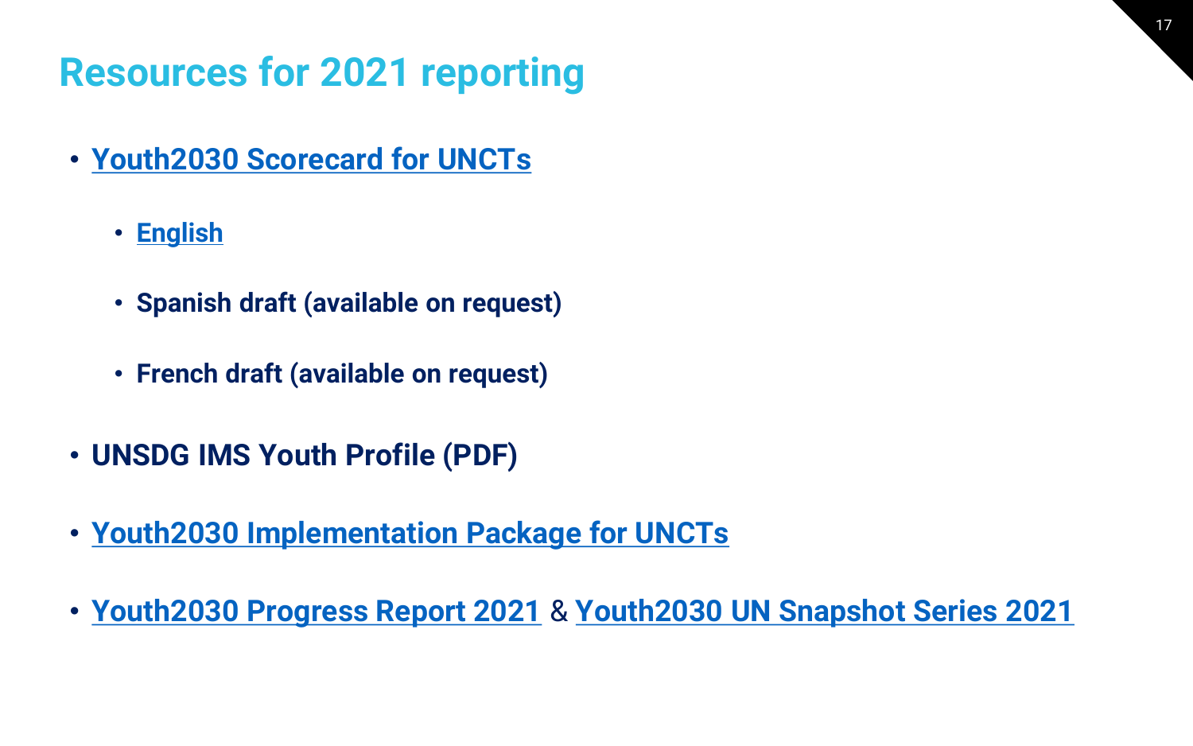# Resources for 2021 reporting

- Youth2030 Scorecard for UNCTs
  - English
  - Spanish draft (available on request)
  - French draft (available on request)
- UNSDG IMS Youth Profile (PDF)
- Youth2030 Implementation Package for UNCTs
- Youth2030 Progress Report 2021 & Youth2030 UN Snapshot Series 2021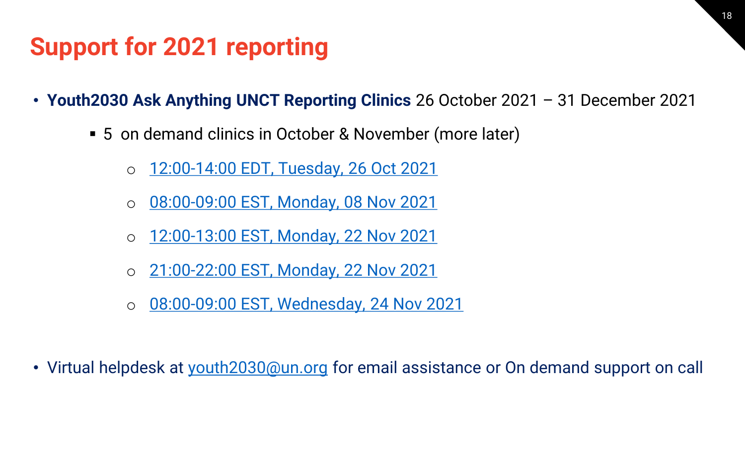# Support for 2021 reporting

- **Youth2030 Ask Anything UNCT Reporting Clinics** 26 October 2021 – 31 December 2021
    - 5 on demand clinics in October & November (more later)
        - 12:00-14:00 EDT, Tuesday, 26 Oct 2021
        - 08:00-09:00 EST, Monday, 08 Nov 2021
        - 12:00-13:00 EST, Monday, 22 Nov 2021
        - 21:00-22:00 EST, Monday, 22 Nov 2021
        - 08:00-09:00 EST, Wednesday, 24 Nov 2021

- Virtual helpdesk at youth2030@un.org for email assistance or On demand support on call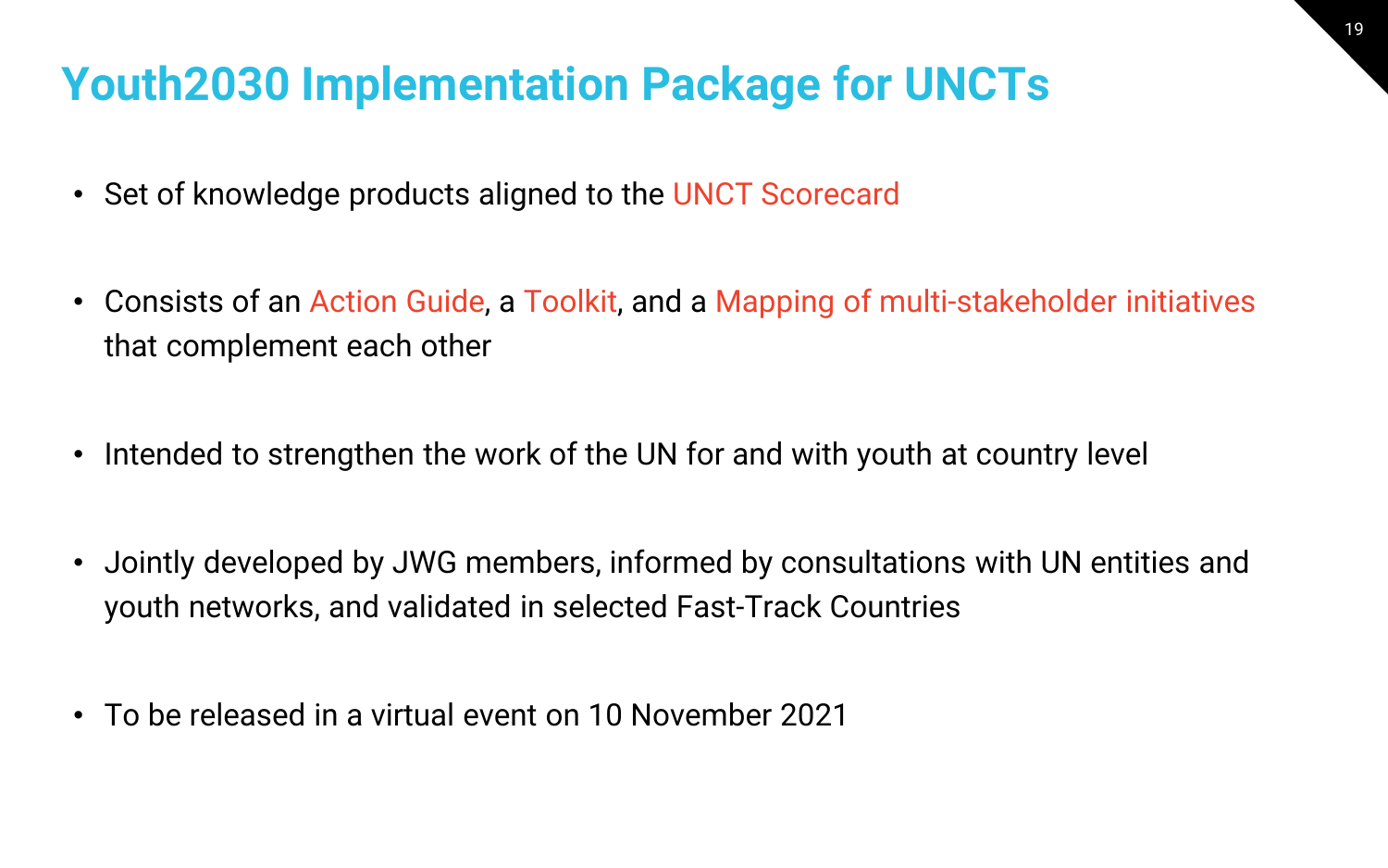# Youth2030 Implementation Package for UNCTs

- Set of knowledge products aligned to the UNCT Scorecard
- Consists of an Action Guide, a Toolkit, and a Mapping of multi-stakeholder initiatives that complement each other
- Intended to strengthen the work of the UN for and with youth at country level
- Jointly developed by JWG members, informed by consultations with UN entities and youth networks, and validated in selected Fast-Track Countries
- To be released in a virtual event on 10 November 2021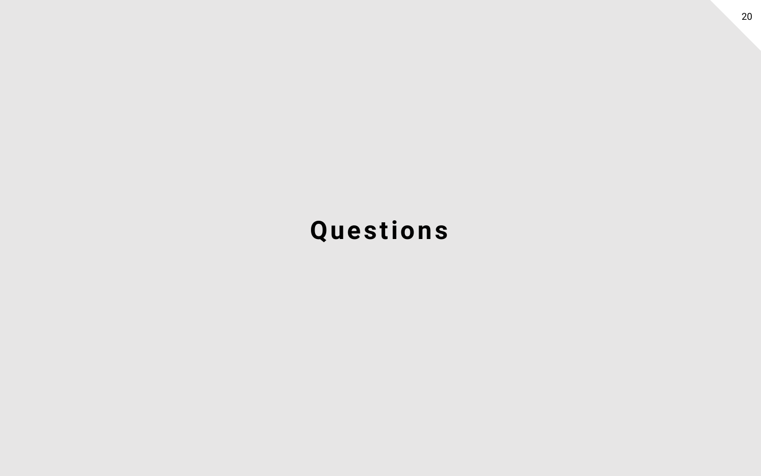# Questions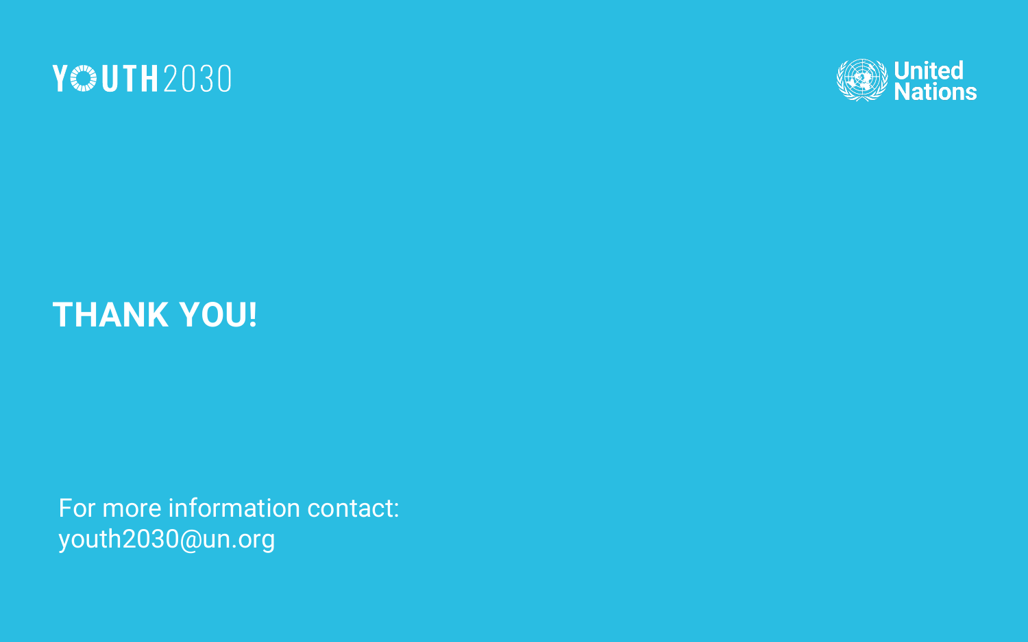YOUTH2030

United Nations

# THANK YOU!

For more information contact:
youth2030@un.org